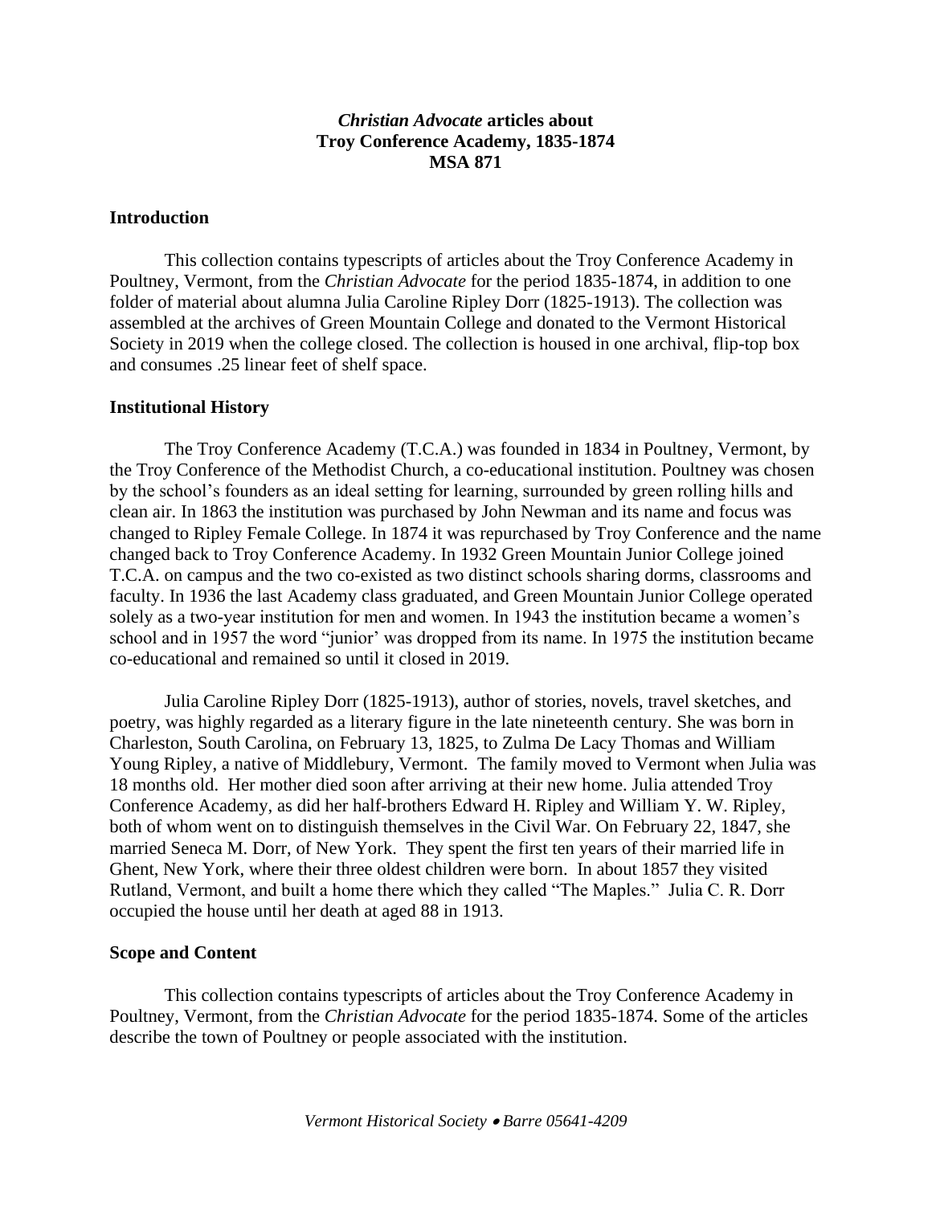# *Christian Advocate* articles about Troy Conference Academy, 1835-1874 MSA 871

## Introduction

This collection contains typescripts of articles about the Troy Conference Academy in Poultney, Vermont, from the *Christian Advocate* for the period 1835-1874, in addition to one folder of material about alumna Julia Caroline Ripley Dorr (1825-1913). The collection was assembled at the archives of Green Mountain College and donated to the Vermont Historical Society in 2019 when the college closed. The collection is housed in one archival, flip-top box and consumes .25 linear feet of shelf space.

## Institutional History

The Troy Conference Academy (T.C.A.) was founded in 1834 in Poultney, Vermont, by the Troy Conference of the Methodist Church, a co-educational institution. Poultney was chosen by the school's founders as an ideal setting for learning, surrounded by green rolling hills and clean air. In 1863 the institution was purchased by John Newman and its name and focus was changed to Ripley Female College. In 1874 it was repurchased by Troy Conference and the name changed back to Troy Conference Academy. In 1932 Green Mountain Junior College joined T.C.A. on campus and the two co-existed as two distinct schools sharing dorms, classrooms and faculty. In 1936 the last Academy class graduated, and Green Mountain Junior College operated solely as a two-year institution for men and women. In 1943 the institution became a women's school and in 1957 the word "junior' was dropped from its name. In 1975 the institution became co-educational and remained so until it closed in 2019.

Julia Caroline Ripley Dorr (1825-1913), author of stories, novels, travel sketches, and poetry, was highly regarded as a literary figure in the late nineteenth century. She was born in Charleston, South Carolina, on February 13, 1825, to Zulma De Lacy Thomas and William Young Ripley, a native of Middlebury, Vermont. The family moved to Vermont when Julia was 18 months old. Her mother died soon after arriving at their new home. Julia attended Troy Conference Academy, as did her half-brothers Edward H. Ripley and William Y. W. Ripley, both of whom went on to distinguish themselves in the Civil War. On February 22, 1847, she married Seneca M. Dorr, of New York. They spent the first ten years of their married life in Ghent, New York, where their three oldest children were born. In about 1857 they visited Rutland, Vermont, and built a home there which they called "The Maples." Julia C. R. Dorr occupied the house until her death at aged 88 in 1913.

## Scope and Content

This collection contains typescripts of articles about the Troy Conference Academy in Poultney, Vermont, from the *Christian Advocate* for the period 1835-1874. Some of the articles describe the town of Poultney or people associated with the institution.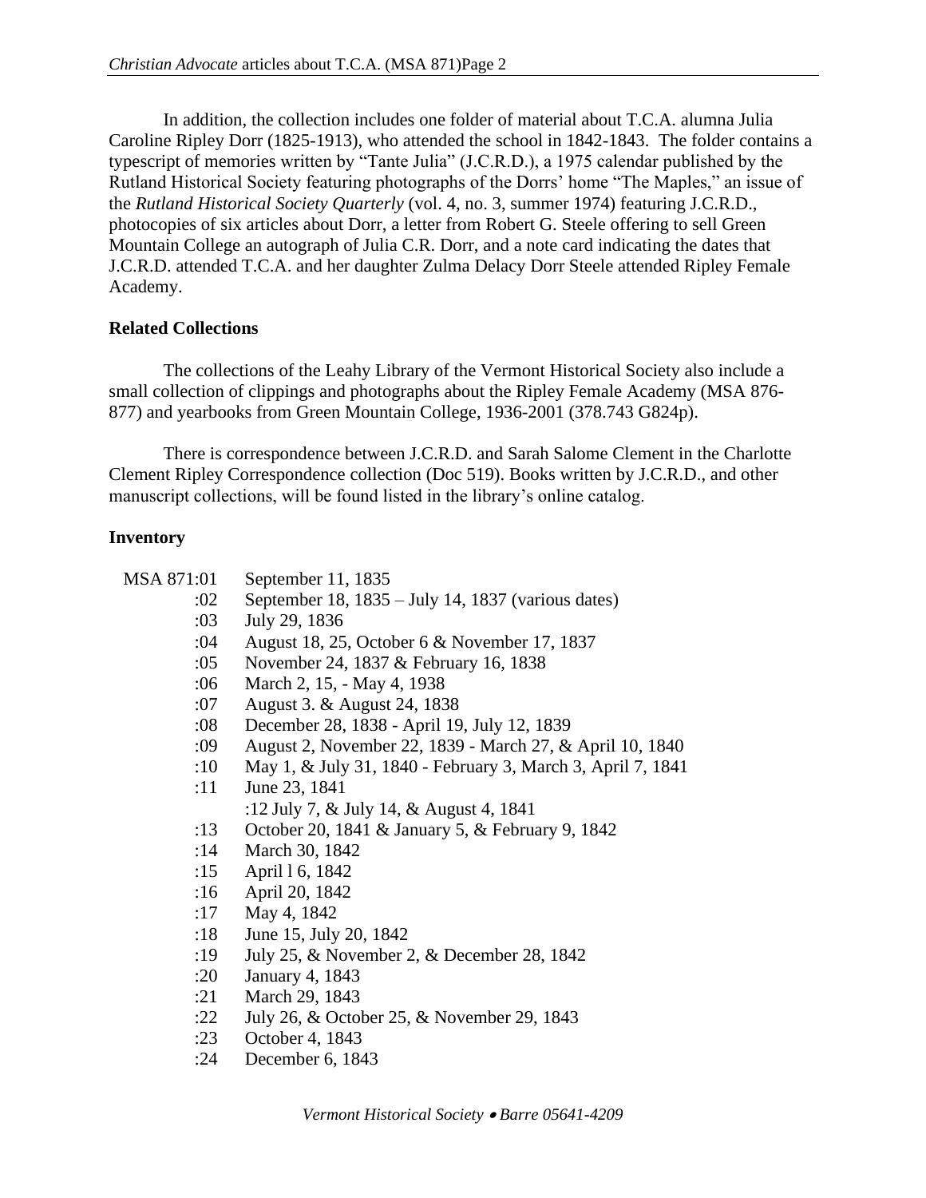In addition, the collection includes one folder of material about T.C.A. alumna Julia Caroline Ripley Dorr (1825-1913), who attended the school in 1842-1843. The folder contains a typescript of memories written by "Tante Julia" (J.C.R.D.), a 1975 calendar published by the Rutland Historical Society featuring photographs of the Dorrs' home "The Maples," an issue of the *Rutland Historical Society Quarterly* (vol. 4, no. 3, summer 1974) featuring J.C.R.D., photocopies of six articles about Dorr, a letter from Robert G. Steele offering to sell Green Mountain College an autograph of Julia C.R. Dorr, and a note card indicating the dates that J.C.R.D. attended T.C.A. and her daughter Zulma Delacy Dorr Steele attended Ripley Female Academy.

**Related Collections**

The collections of the Leahy Library of the Vermont Historical Society also include a small collection of clippings and photographs about the Ripley Female Academy (MSA 876-877) and yearbooks from Green Mountain College, 1936-2001 (378.743 G824p).

There is correspondence between J.C.R.D. and Sarah Salome Clement in the Charlotte Clement Ripley Correspondence collection (Doc 519). Books written by J.C.R.D., and other manuscript collections, will be found listed in the library's online catalog.

**Inventory**

| | |
|---|---|
| MSA 871:01 | September 11, 1835 |
| :02 | September 18, 1835 – July 14, 1837 (various dates) |
| :03 | July 29, 1836 |
| :04 | August 18, 25, October 6 & November 17, 1837 |
| :05 | November 24, 1837 & February 16, 1838 |
| :06 | March 2, 15, - May 4, 1938 |
| :07 | August 3. & August 24, 1838 |
| :08 | December 28, 1838 - April 19, July 12, 1839 |
| :09 | August 2, November 22, 1839 - March 27, & April 10, 1840 |
| :10 | May 1, & July 31, 1840 - February 3, March 3, April 7, 1841 |
| :11 | June 23, 1841 |
| :12 | July 7, & July 14, & August 4, 1841 |
| :13 | October 20, 1841 & January 5, & February 9, 1842 |
| :14 | March 30, 1842 |
| :15 | April l 6, 1842 |
| :16 | April 20, 1842 |
| :17 | May 4, 1842 |
| :18 | June 15, July 20, 1842 |
| :19 | July 25, & November 2, & December 28, 1842 |
| :20 | January 4, 1843 |
| :21 | March 29, 1843 |
| :22 | July 26, & October 25, & November 29, 1843 |
| :23 | October 4, 1843 |
| :24 | December 6, 1843 |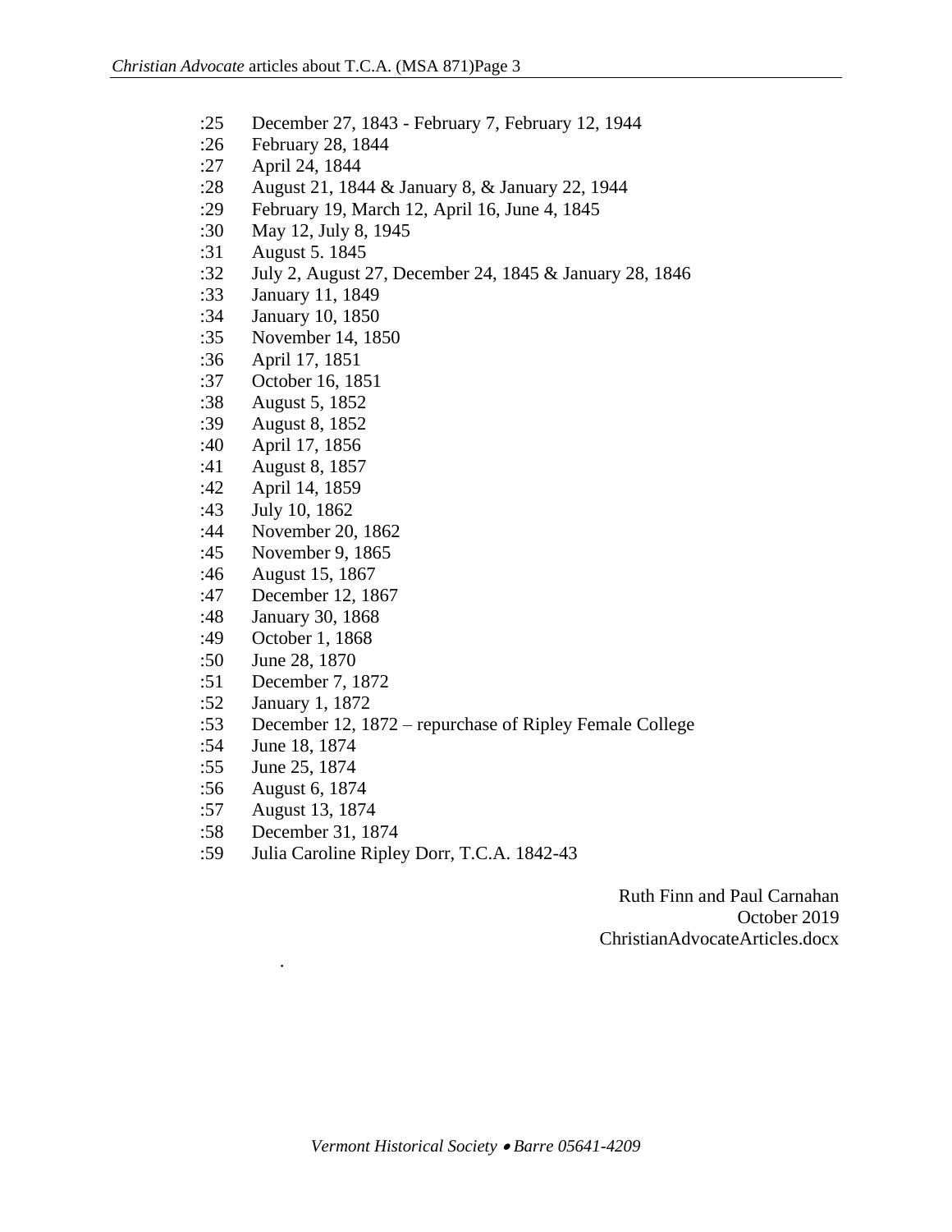:25 December 27, 1843 - February 7, February 12, 1944
:26 February 28, 1844
:27 April 24, 1844
:28 August 21, 1844 & January 8, & January 22, 1944
:29 February 19, March 12, April 16, June 4, 1845
:30 May 12, July 8, 1945
:31 August 5. 1845
:32 July 2, August 27, December 24, 1845 & January 28, 1846
:33 January 11, 1849
:34 January 10, 1850
:35 November 14, 1850
:36 April 17, 1851
:37 October 16, 1851
:38 August 5, 1852
:39 August 8, 1852
:40 April 17, 1856
:41 August 8, 1857
:42 April 14, 1859
:43 July 10, 1862
:44 November 20, 1862
:45 November 9, 1865
:46 August 15, 1867
:47 December 12, 1867
:48 January 30, 1868
:49 October 1, 1868
:50 June 28, 1870
:51 December 7, 1872
:52 January 1, 1872
:53 December 12, 1872 – repurchase of Ripley Female College
:54 June 18, 1874
:55 June 25, 1874
:56 August 6, 1874
:57 August 13, 1874
:58 December 31, 1874
:59 Julia Caroline Ripley Dorr, T.C.A. 1842-43

Ruth Finn and Paul Carnahan
October 2019
ChristianAdvocateArticles.docx

.